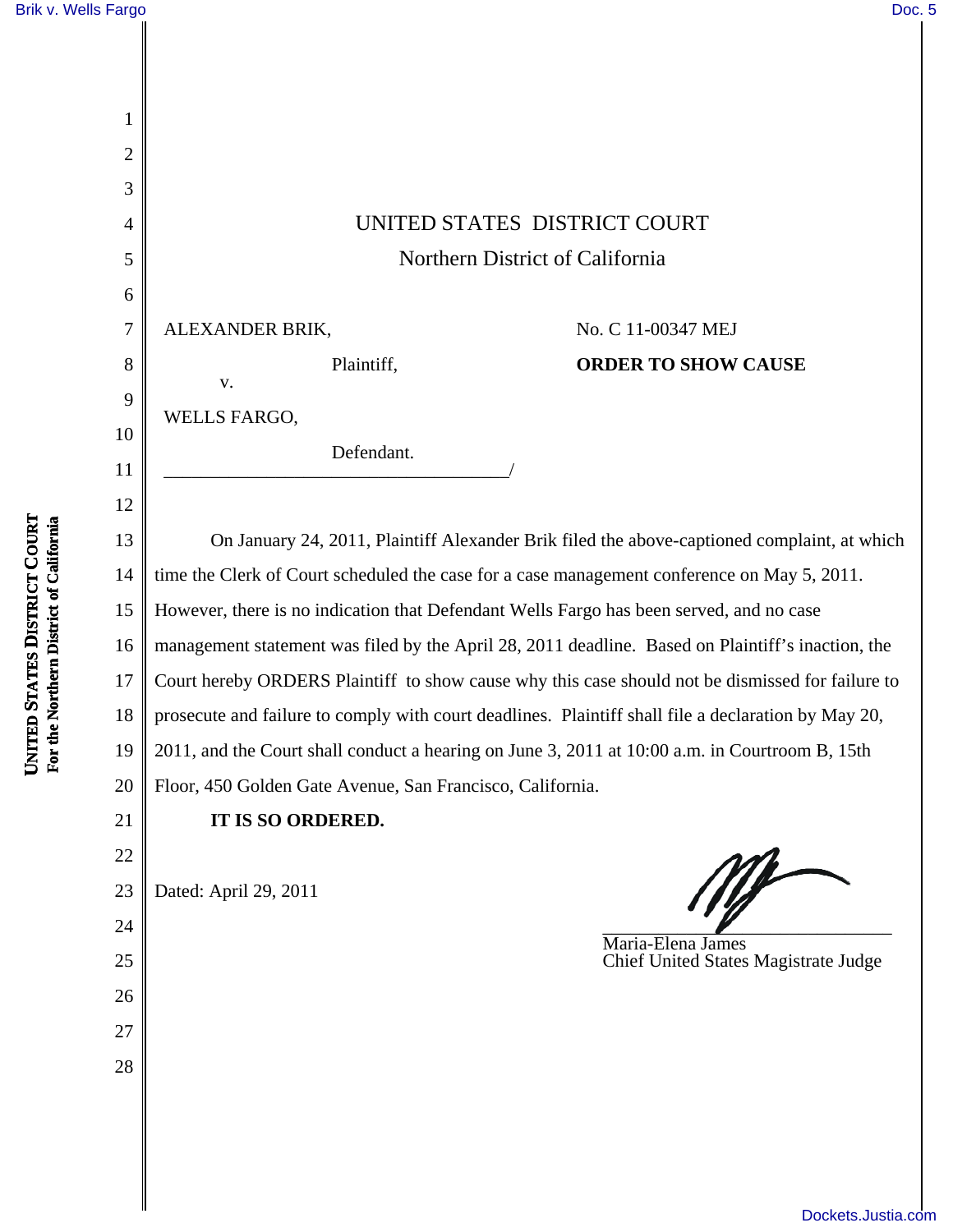UNITED STATES DISTRICT COURT

Northern District of California

ALEXANDER BRIK,

Plaintiff,

v.

WELLS FARGO,

Defendant.

\_\_\_\_\_\_\_\_\_\_\_\_\_\_\_\_\_\_\_\_\_\_\_\_\_\_\_\_\_\_\_\_\_\_\_\_\_\_\_/

No. C 11-00347 MEJ

**ORDER TO SHOW CAUSE**

On January 24, 2011, Plaintiff Alexander Brik filed the above-captioned complaint, at which time the Clerk of Court scheduled the case for a case management conference on May 5, 2011. However, there is no indication that Defendant Wells Fargo has been served, and no case management statement was filed by the April 28, 2011 deadline. Based on Plaintiff's inaction, the Court hereby ORDERS Plaintiff to show cause why this case should not be dismissed for failure to prosecute and failure to comply with court deadlines. Plaintiff shall file a declaration by May 20, 2011, and the Court shall conduct a hearing on June 3, 2011 at 10:00 a.m. in Courtroom B, 15th Floor, 450 Golden Gate Avenue, San Francisco, California.

**IT IS SO ORDERED.**

Dated: April 29, 2011

\_\_\_\_\_\_\_\_\_\_\_\_\_\_\_\_\_\_\_\_\_\_\_\_\_\_\_\_\_\_\_\_\_\_\_\_

Maria-Elena James

Chief United States Magistrate Judge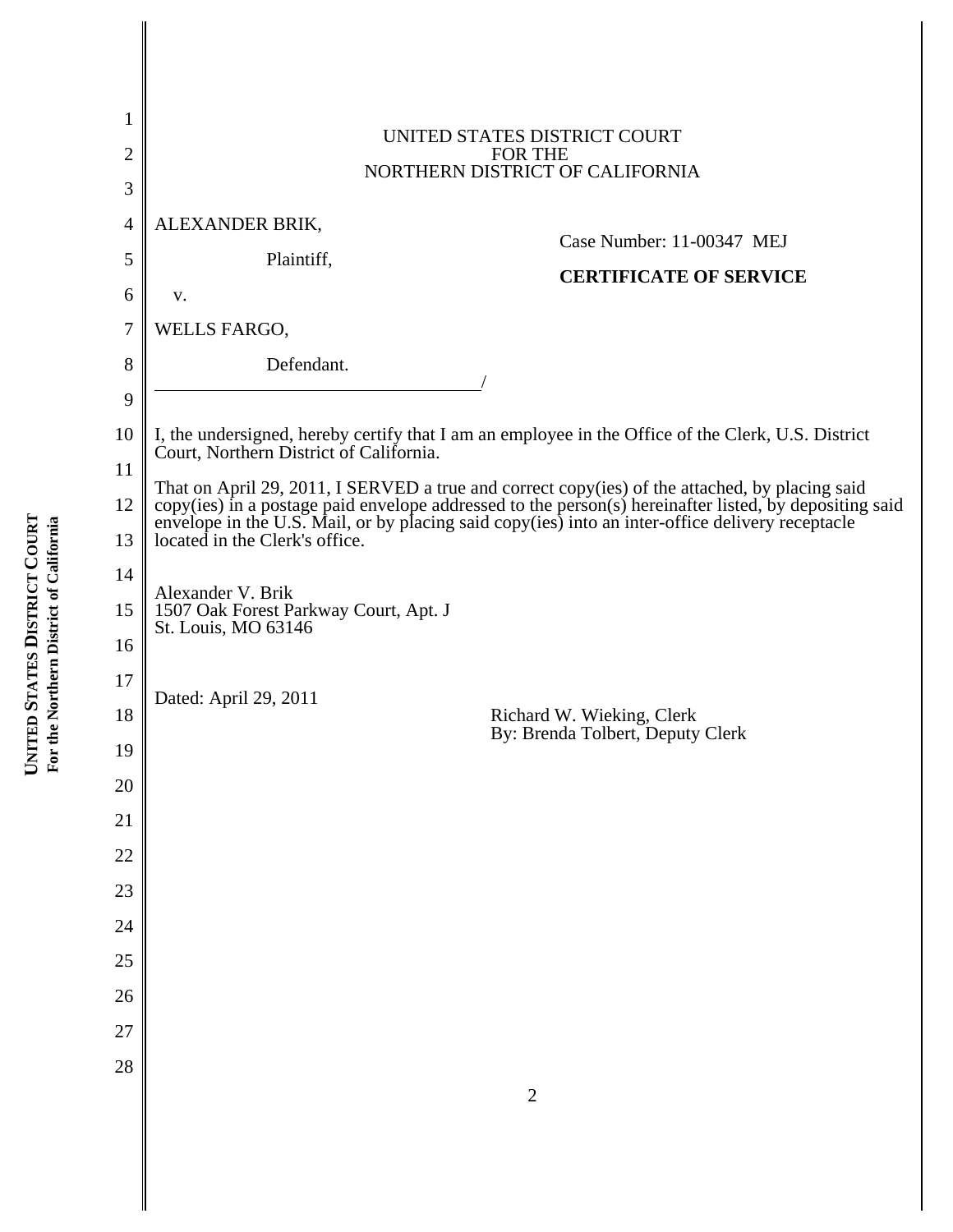UNITED STATES DISTRICT COURT
FOR THE
NORTHERN DISTRICT OF CALIFORNIA

ALEXANDER BRIK,

Plaintiff,

v.

WELLS FARGO,

Defendant.
\_\_\_\_\_\_\_\_\_\_\_\_\_\_\_\_\_\_\_\_\_\_\_\_\_\_\_\_\_\_\_\_\_\_\_\_\_\_\_/

Case Number: 11-00347 MEJ

**CERTIFICATE OF SERVICE**

I, the undersigned, hereby certify that I am an employee in the Office of the Clerk, U.S. District Court, Northern District of California.

That on April 29, 2011, I SERVED a true and correct copy(ies) of the attached, by placing said copy(ies) in a postage paid envelope addressed to the person(s) hereinafter listed, by depositing said envelope in the U.S. Mail, or by placing said copy(ies) into an inter-office delivery receptacle located in the Clerk's office.

Alexander V. Brik
1507 Oak Forest Parkway Court, Apt. J
St. Louis, MO 63146

Dated: April 29, 2011

Richard W. Wieking, Clerk
By: Brenda Tolbert, Deputy Clerk